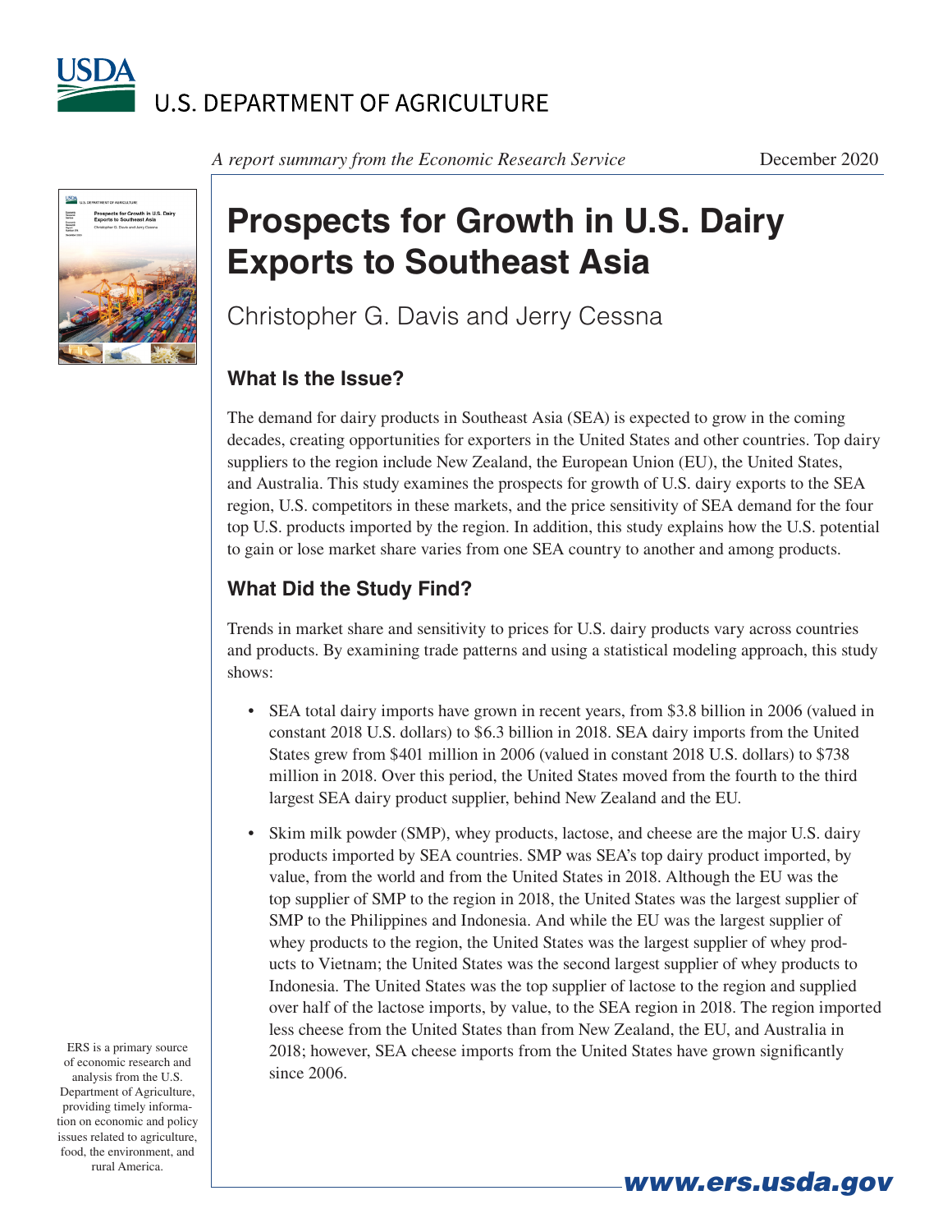U.S. DEPARTMENT OF AGRICULTURE

*A report summary from the Economic Research Service*

December 2020

# Prospects for Growth in U.S. Dairy Exports to Southeast Asia

Christopher G. Davis and Jerry Cessna

## What Is the Issue?

The demand for dairy products in Southeast Asia (SEA) is expected to grow in the coming decades, creating opportunities for exporters in the United States and other countries. Top dairy suppliers to the region include New Zealand, the European Union (EU), the United States, and Australia. This study examines the prospects for growth of U.S. dairy exports to the SEA region, U.S. competitors in these markets, and the price sensitivity of SEA demand for the four top U.S. products imported by the region. In addition, this study explains how the U.S. potential to gain or lose market share varies from one SEA country to another and among products.

## What Did the Study Find?

Trends in market share and sensitivity to prices for U.S. dairy products vary across countries and products. By examining trade patterns and using a statistical modeling approach, this study shows:

- SEA total dairy imports have grown in recent years, from $3.8 billion in 2006 (valued in constant 2018 U.S. dollars) to $6.3 billion in 2018. SEA dairy imports from the United States grew from $401 million in 2006 (valued in constant 2018 U.S. dollars) to $738 million in 2018. Over this period, the United States moved from the fourth to the third largest SEA dairy product supplier, behind New Zealand and the EU.
- Skim milk powder (SMP), whey products, lactose, and cheese are the major U.S. dairy products imported by SEA countries. SMP was SEA's top dairy product imported, by value, from the world and from the United States in 2018. Although the EU was the top supplier of SMP to the region in 2018, the United States was the largest supplier of SMP to the Philippines and Indonesia. And while the EU was the largest supplier of whey products to the region, the United States was the largest supplier of whey products to Vietnam; the United States was the second largest supplier of whey products to Indonesia. The United States was the top supplier of lactose to the region and supplied over half of the lactose imports, by value, to the SEA region in 2018. The region imported less cheese from the United States than from New Zealand, the EU, and Australia in 2018; however, SEA cheese imports from the United States have grown significantly since 2006.

ERS is a primary source of economic research and analysis from the U.S. Department of Agriculture, providing timely information on economic and policy issues related to agriculture, food, the environment, and rural America.

www.ers.usda.gov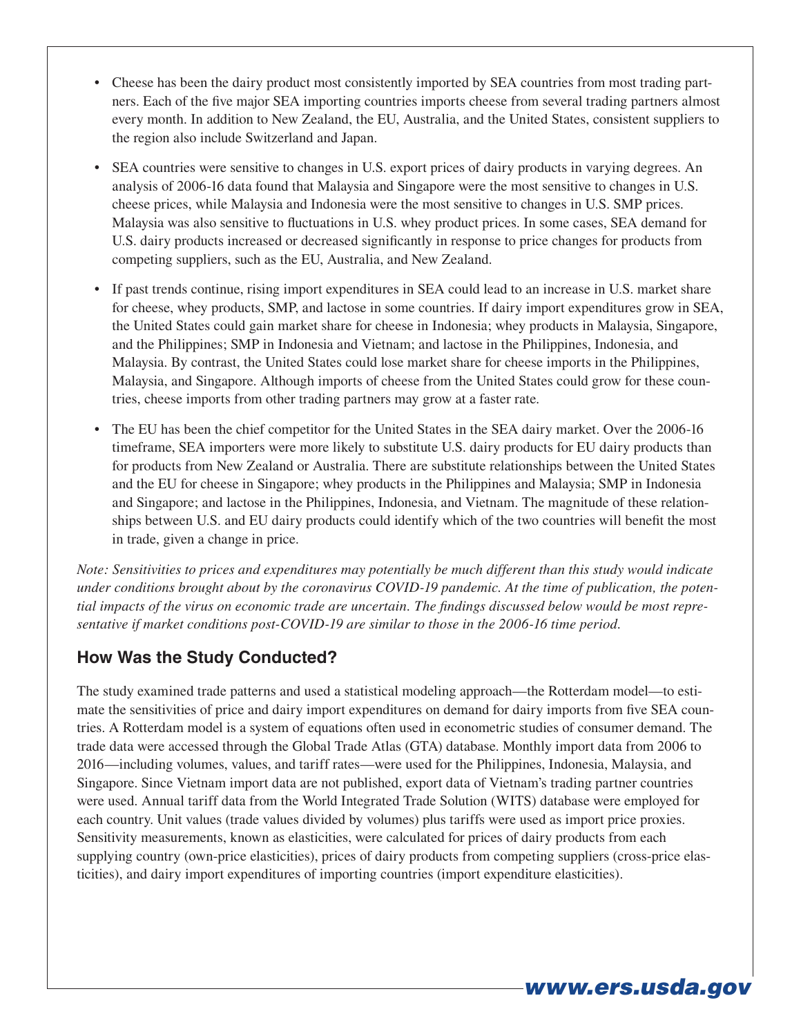- Cheese has been the dairy product most consistently imported by SEA countries from most trading partners. Each of the five major SEA importing countries imports cheese from several trading partners almost every month. In addition to New Zealand, the EU, Australia, and the United States, consistent suppliers to the region also include Switzerland and Japan.

- SEA countries were sensitive to changes in U.S. export prices of dairy products in varying degrees. An analysis of 2006-16 data found that Malaysia and Singapore were the most sensitive to changes in U.S. cheese prices, while Malaysia and Indonesia were the most sensitive to changes in U.S. SMP prices. Malaysia was also sensitive to fluctuations in U.S. whey product prices. In some cases, SEA demand for U.S. dairy products increased or decreased significantly in response to price changes for products from competing suppliers, such as the EU, Australia, and New Zealand.

- If past trends continue, rising import expenditures in SEA could lead to an increase in U.S. market share for cheese, whey products, SMP, and lactose in some countries. If dairy import expenditures grow in SEA, the United States could gain market share for cheese in Indonesia; whey products in Malaysia, Singapore, and the Philippines; SMP in Indonesia and Vietnam; and lactose in the Philippines, Indonesia, and Malaysia. By contrast, the United States could lose market share for cheese imports in the Philippines, Malaysia, and Singapore. Although imports of cheese from the United States could grow for these countries, cheese imports from other trading partners may grow at a faster rate.

- The EU has been the chief competitor for the United States in the SEA dairy market. Over the 2006-16 timeframe, SEA importers were more likely to substitute U.S. dairy products for EU dairy products than for products from New Zealand or Australia. There are substitute relationships between the United States and the EU for cheese in Singapore; whey products in the Philippines and Malaysia; SMP in Indonesia and Singapore; and lactose in the Philippines, Indonesia, and Vietnam. The magnitude of these relationships between U.S. and EU dairy products could identify which of the two countries will benefit the most in trade, given a change in price.

*Note: Sensitivities to prices and expenditures may potentially be much different than this study would indicate under conditions brought about by the coronavirus COVID-19 pandemic. At the time of publication, the potential impacts of the virus on economic trade are uncertain. The findings discussed below would be most representative if market conditions post-COVID-19 are similar to those in the 2006-16 time period.*

## How Was the Study Conducted?

The study examined trade patterns and used a statistical modeling approach—the Rotterdam model—to estimate the sensitivities of price and dairy import expenditures on demand for dairy imports from five SEA countries. A Rotterdam model is a system of equations often used in econometric studies of consumer demand. The trade data were accessed through the Global Trade Atlas (GTA) database. Monthly import data from 2006 to 2016—including volumes, values, and tariff rates—were used for the Philippines, Indonesia, Malaysia, and Singapore. Since Vietnam import data are not published, export data of Vietnam's trading partner countries were used. Annual tariff data from the World Integrated Trade Solution (WITS) database were employed for each country. Unit values (trade values divided by volumes) plus tariffs were used as import price proxies. Sensitivity measurements, known as elasticities, were calculated for prices of dairy products from each supplying country (own-price elasticities), prices of dairy products from competing suppliers (cross-price elasticities), and dairy import expenditures of importing countries (import expenditure elasticities).